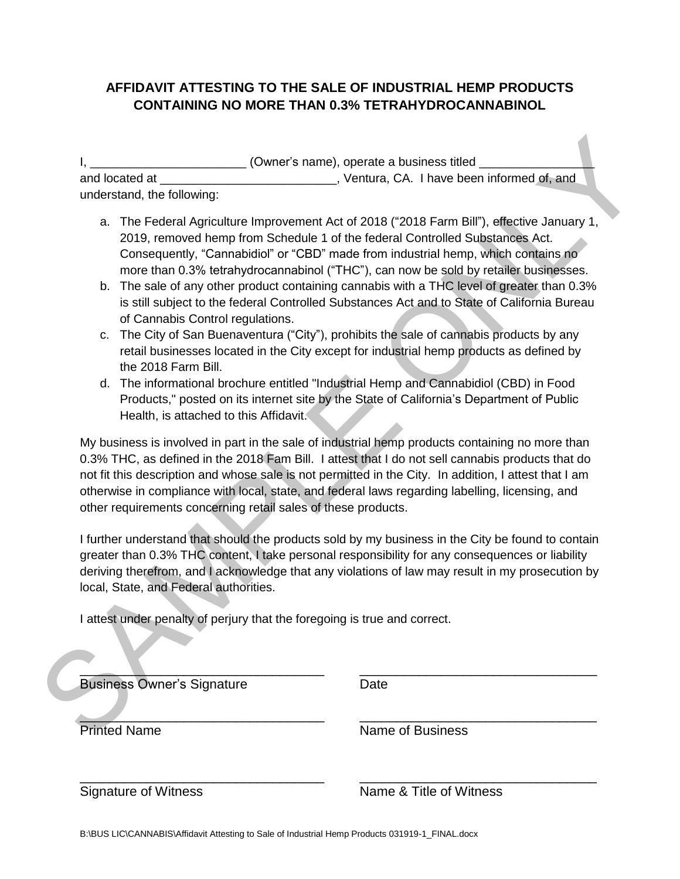# AFFIDAVIT ATTESTING TO THE SALE OF INDUSTRIAL HEMP PRODUCTS CONTAINING NO MORE THAN 0.3% TETRAHYDROCANNABINOL

I, _______________________ (Owner's name), operate a business titled ________________ and located at __________________________, Ventura, CA. I have been informed of, and understand, the following:

a. The Federal Agriculture Improvement Act of 2018 ("2018 Farm Bill"), effective January 1, 2019, removed hemp from Schedule 1 of the federal Controlled Substances Act. Consequently, "Cannabidiol" or "CBD" made from industrial hemp, which contains no more than 0.3% tetrahydrocannabinol ("THC"), can now be sold by retailer businesses.
b. The sale of any other product containing cannabis with a THC level of greater than 0.3% is still subject to the federal Controlled Substances Act and to State of California Bureau of Cannabis Control regulations.
c. The City of San Buenaventura ("City"), prohibits the sale of cannabis products by any retail businesses located in the City except for industrial hemp products as defined by the 2018 Farm Bill.
d. The informational brochure entitled "Industrial Hemp and Cannabidiol (CBD) in Food Products," posted on its internet site by the State of California's Department of Public Health, is attached to this Affidavit.

My business is involved in part in the sale of industrial hemp products containing no more than 0.3% THC, as defined in the 2018 Fam Bill. I attest that I do not sell cannabis products that do not fit this description and whose sale is not permitted in the City. In addition, I attest that I am otherwise in compliance with local, state, and federal laws regarding labelling, licensing, and other requirements concerning retail sales of these products.

I further understand that should the products sold by my business in the City be found to contain greater than 0.3% THC content, I take personal responsibility for any consequences or liability deriving therefrom, and I acknowledge that any violations of law may result in my prosecution by local, State, and Federal authorities.

I attest under penalty of perjury that the foregoing is true and correct.

| | |
|---|---|
| _________________________________ | _________________________________ |
| Business Owner's Signature | Date |
| _________________________________ | _________________________________ |
| Printed Name | Name of Business |
| _________________________________ | _________________________________ |
| Signature of Witness | Name & Title of Witness |

B:\BUS LIC\CANNABIS\Affidavit Attesting to Sale of Industrial Hemp Products 031919-1_FINAL.docx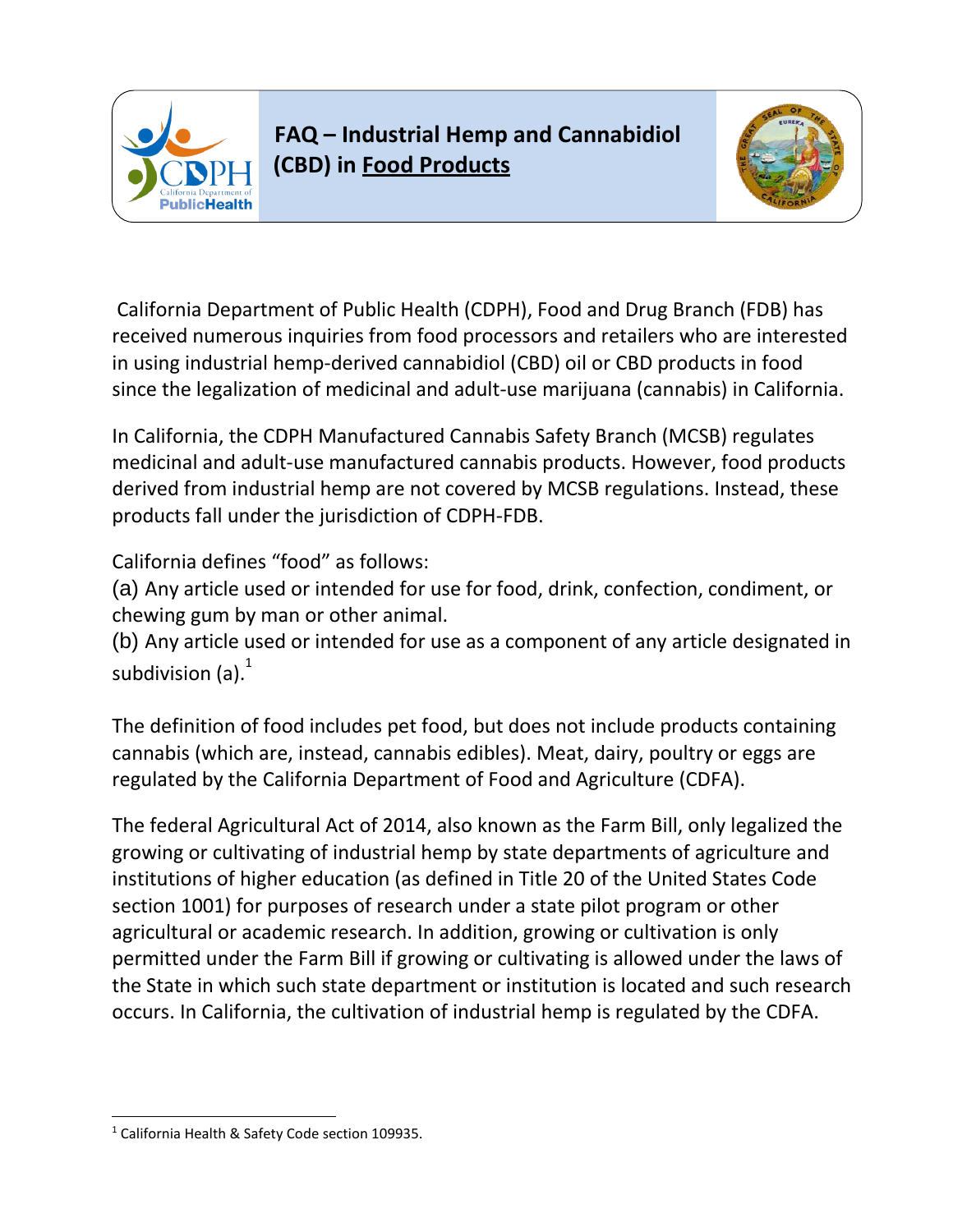# FAQ – Industrial Hemp and Cannabidiol (CBD) in Food Products

California Department of Public Health (CDPH), Food and Drug Branch (FDB) has received numerous inquiries from food processors and retailers who are interested in using industrial hemp-derived cannabidiol (CBD) oil or CBD products in food since the legalization of medicinal and adult-use marijuana (cannabis) in California.

In California, the CDPH Manufactured Cannabis Safety Branch (MCSB) regulates medicinal and adult-use manufactured cannabis products. However, food products derived from industrial hemp are not covered by MCSB regulations. Instead, these products fall under the jurisdiction of CDPH-FDB.

California defines "food" as follows:
(a) Any article used or intended for use for food, drink, confection, condiment, or chewing gum by man or other animal.
(b) Any article used or intended for use as a component of any article designated in subdivision (a).[1]

The definition of food includes pet food, but does not include products containing cannabis (which are, instead, cannabis edibles). Meat, dairy, poultry or eggs are regulated by the California Department of Food and Agriculture (CDFA).

The federal Agricultural Act of 2014, also known as the Farm Bill, only legalized the growing or cultivating of industrial hemp by state departments of agriculture and institutions of higher education (as defined in Title 20 of the United States Code section 1001) for purposes of research under a state pilot program or other agricultural or academic research. In addition, growing or cultivation is only permitted under the Farm Bill if growing or cultivating is allowed under the laws of the State in which such state department or institution is located and such research occurs. In California, the cultivation of industrial hemp is regulated by the CDFA.

[1] California Health & Safety Code section 109935.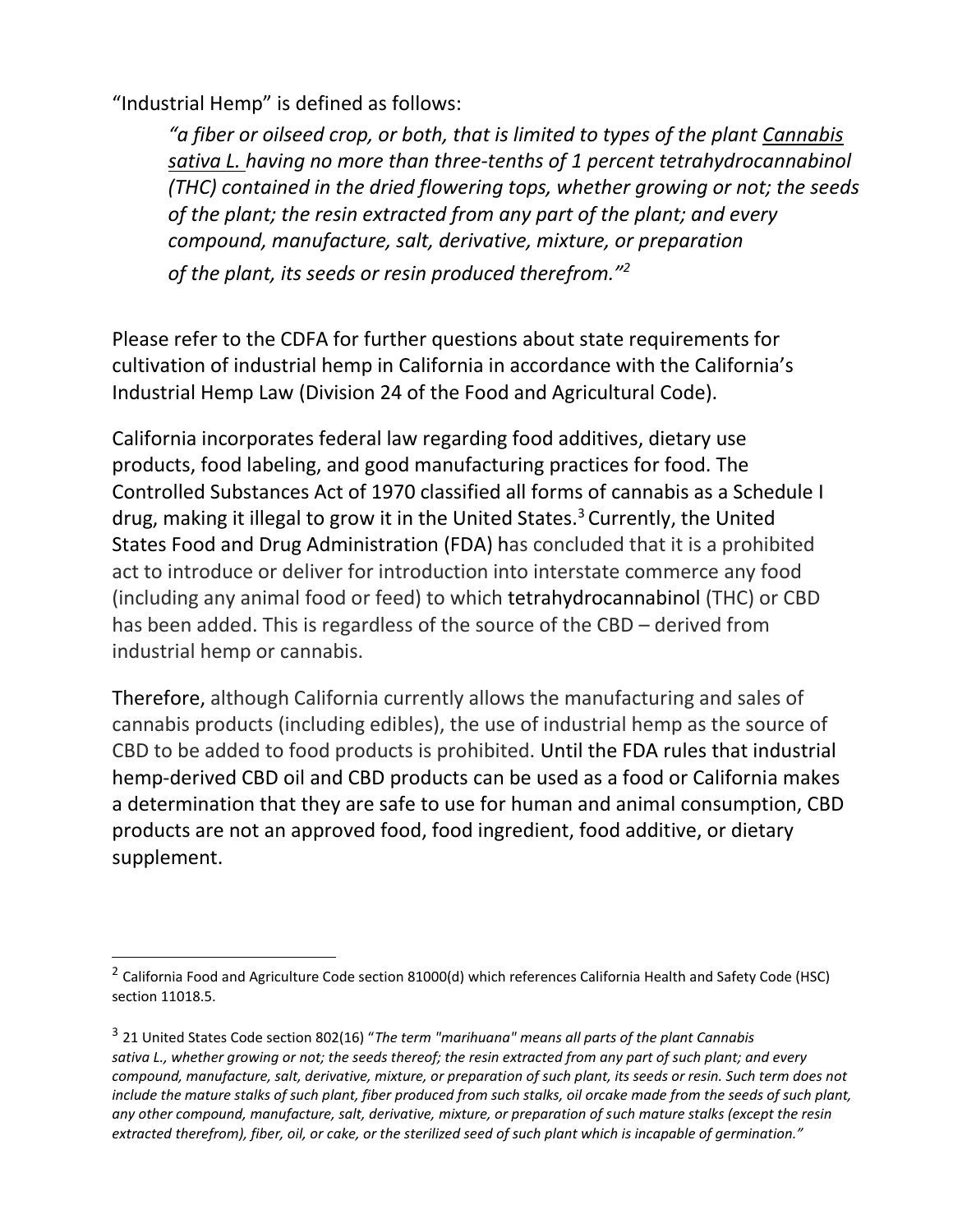"Industrial Hemp" is defined as follows:

> *"a fiber or oilseed crop, or both, that is limited to types of the plant Cannabis sativa L. having no more than three-tenths of 1 percent tetrahydrocannabinol (THC) contained in the dried flowering tops, whether growing or not; the seeds of the plant; the resin extracted from any part of the plant; and every compound, manufacture, salt, derivative, mixture, or preparation of the plant, its seeds or resin produced therefrom."*[2]

Please refer to the CDFA for further questions about state requirements for cultivation of industrial hemp in California in accordance with the California's Industrial Hemp Law (Division 24 of the Food and Agricultural Code).

California incorporates federal law regarding food additives, dietary use products, food labeling, and good manufacturing practices for food. The Controlled Substances Act of 1970 classified all forms of cannabis as a Schedule I drug, making it illegal to grow it in the United States.[3] Currently, the United States Food and Drug Administration (FDA) has concluded that it is a prohibited act to introduce or deliver for introduction into interstate commerce any food (including any animal food or feed) to which tetrahydrocannabinol (THC) or CBD has been added. This is regardless of the source of the CBD – derived from industrial hemp or cannabis.

Therefore, although California currently allows the manufacturing and sales of cannabis products (including edibles), the use of industrial hemp as the source of CBD to be added to food products is prohibited. Until the FDA rules that industrial hemp-derived CBD oil and CBD products can be used as a food or California makes a determination that they are safe to use for human and animal consumption, CBD products are not an approved food, food ingredient, food additive, or dietary supplement.

---

[2] California Food and Agriculture Code section 81000(d) which references California Health and Safety Code (HSC) section 11018.5.

[3] 21 United States Code section 802(16) "*The term "marihuana" means all parts of the plant Cannabis sativa L., whether growing or not; the seeds thereof; the resin extracted from any part of such plant; and every compound, manufacture, salt, derivative, mixture, or preparation of such plant, its seeds or resin. Such term does not include the mature stalks of such plant, fiber produced from such stalks, oil orcake made from the seeds of such plant, any other compound, manufacture, salt, derivative, mixture, or preparation of such mature stalks (except the resin extracted therefrom), fiber, oil, or cake, or the sterilized seed of such plant which is incapable of germination."*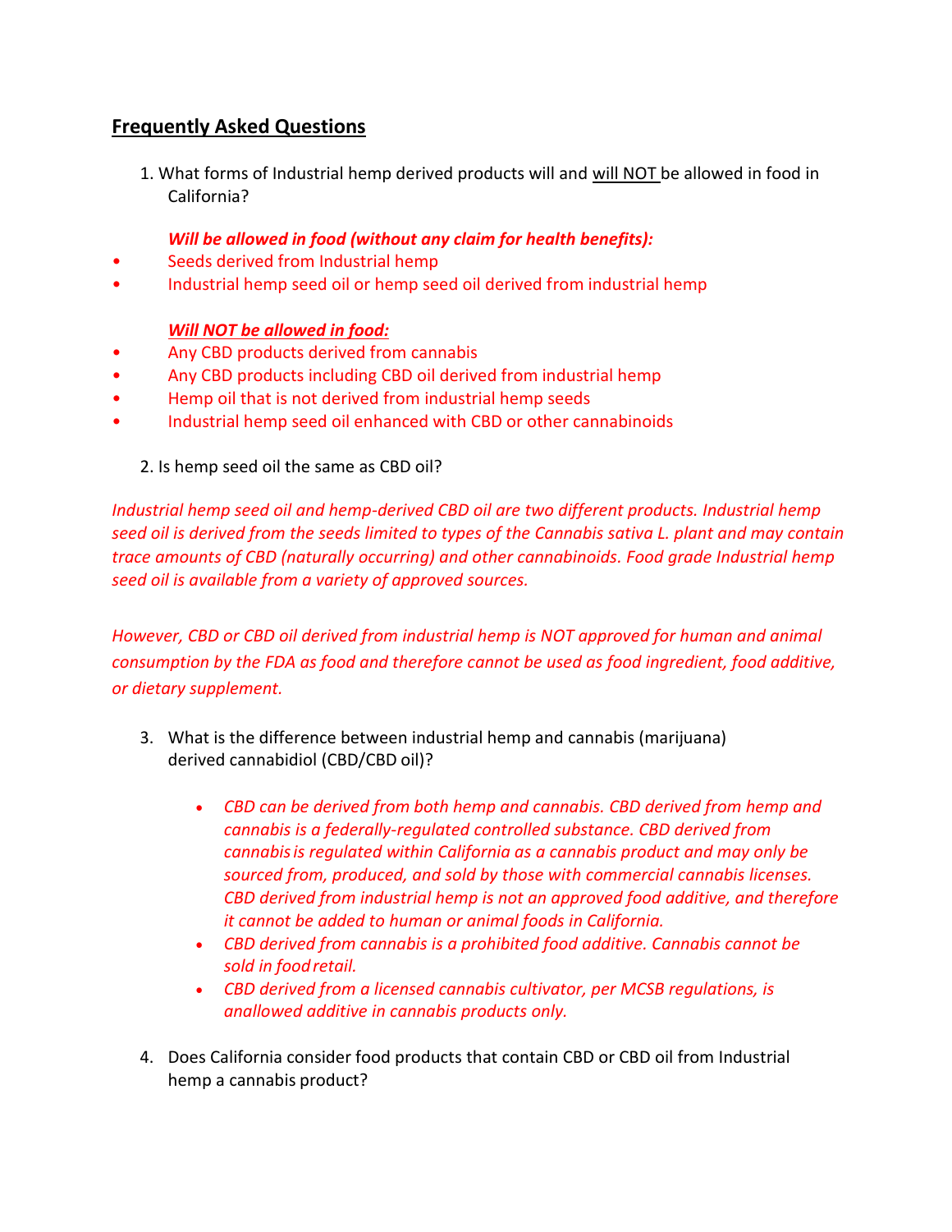## Frequently Asked Questions

1. What forms of Industrial hemp derived products will and will NOT be allowed in food in California?

***Will be allowed in food (without any claim for health benefits):***

- Seeds derived from Industrial hemp
- Industrial hemp seed oil or hemp seed oil derived from industrial hemp

***Will NOT be allowed in food:***

- Any CBD products derived from cannabis
- Any CBD products including CBD oil derived from industrial hemp
- Hemp oil that is not derived from industrial hemp seeds
- Industrial hemp seed oil enhanced with CBD or other cannabinoids

2. Is hemp seed oil the same as CBD oil?

*Industrial hemp seed oil and hemp-derived CBD oil are two different products. Industrial hemp seed oil is derived from the seeds limited to types of the Cannabis sativa L. plant and may contain trace amounts of CBD (naturally occurring) and other cannabinoids. Food grade Industrial hemp seed oil is available from a variety of approved sources.*

*However, CBD or CBD oil derived from industrial hemp is NOT approved for human and animal consumption by the FDA as food and therefore cannot be used as food ingredient, food additive, or dietary supplement.*

3. What is the difference between industrial hemp and cannabis (marijuana) derived cannabidiol (CBD/CBD oil)?

   - *CBD can be derived from both hemp and cannabis. CBD derived from hemp and cannabis is a federally-regulated controlled substance. CBD derived from cannabis is regulated within California as a cannabis product and may only be sourced from, produced, and sold by those with commercial cannabis licenses. CBD derived from industrial hemp is not an approved food additive, and therefore it cannot be added to human or animal foods in California.*
   - *CBD derived from cannabis is a prohibited food additive. Cannabis cannot be sold in food retail.*
   - *CBD derived from a licensed cannabis cultivator, per MCSB regulations, is anallowed additive in cannabis products only.*

4. Does California consider food products that contain CBD or CBD oil from Industrial hemp a cannabis product?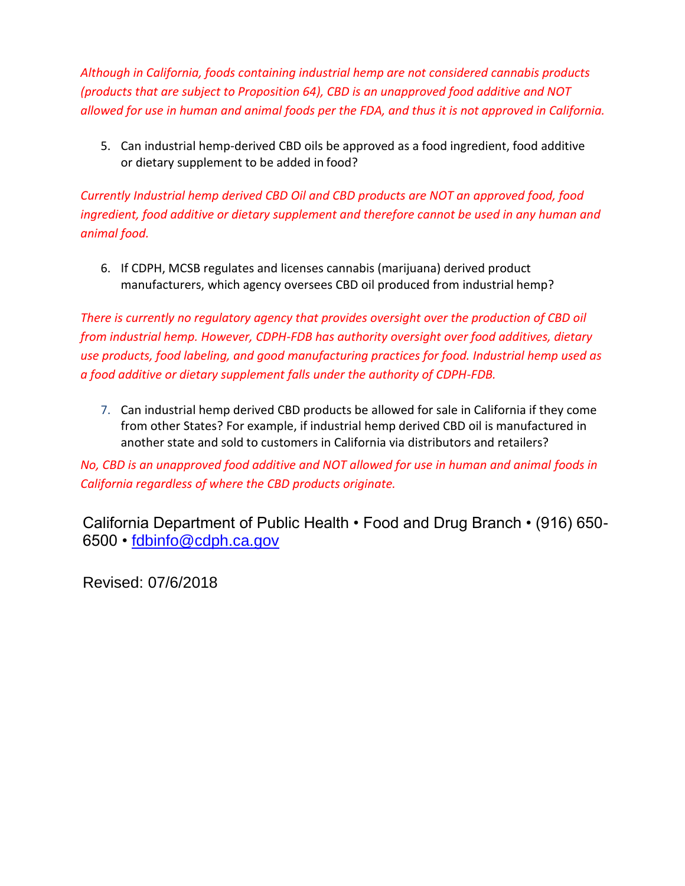*Although in California, foods containing industrial hemp are not considered cannabis products (products that are subject to Proposition 64), CBD is an unapproved food additive and NOT allowed for use in human and animal foods per the FDA, and thus it is not approved in California.*

5. Can industrial hemp-derived CBD oils be approved as a food ingredient, food additive or dietary supplement to be added in food?

*Currently Industrial hemp derived CBD Oil and CBD products are NOT an approved food, food ingredient, food additive or dietary supplement and therefore cannot be used in any human and animal food.*

6. If CDPH, MCSB regulates and licenses cannabis (marijuana) derived product manufacturers, which agency oversees CBD oil produced from industrial hemp?

*There is currently no regulatory agency that provides oversight over the production of CBD oil from industrial hemp. However, CDPH-FDB has authority oversight over food additives, dietary use products, food labeling, and good manufacturing practices for food. Industrial hemp used as a food additive or dietary supplement falls under the authority of CDPH-FDB.*

7. Can industrial hemp derived CBD products be allowed for sale in California if they come from other States? For example, if industrial hemp derived CBD oil is manufactured in another state and sold to customers in California via distributors and retailers?

*No, CBD is an unapproved food additive and NOT allowed for use in human and animal foods in California regardless of where the CBD products originate.*

California Department of Public Health • Food and Drug Branch • (916) 650-6500 • fdbinfo@cdph.ca.gov

Revised: 07/6/2018